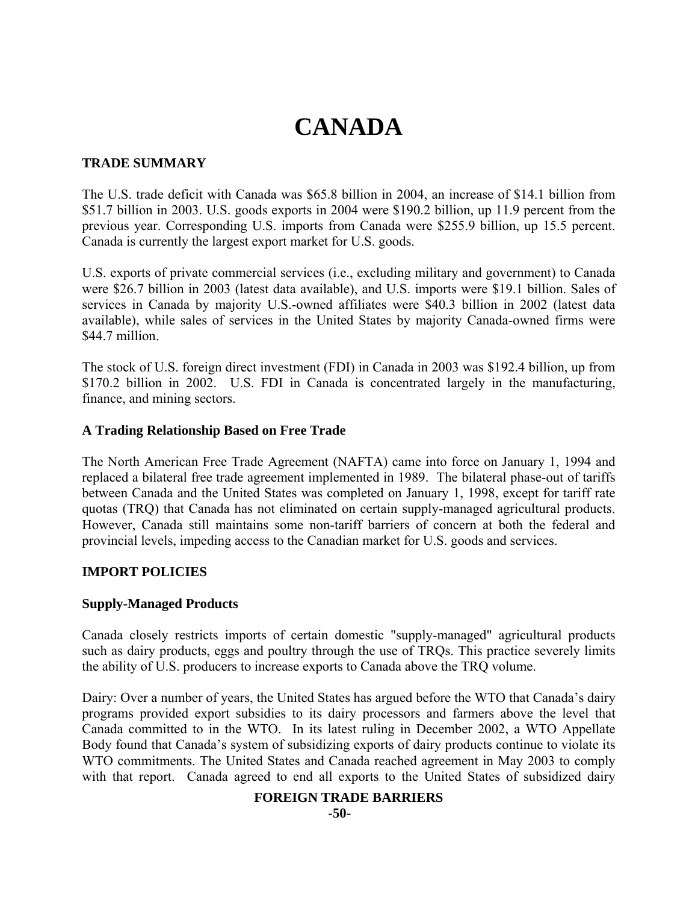# CANADA

## TRADE SUMMARY

The U.S. trade deficit with Canada was $65.8 billion in 2004, an increase of $14.1 billion from $51.7 billion in 2003. U.S. goods exports in 2004 were $190.2 billion, up 11.9 percent from the previous year. Corresponding U.S. imports from Canada were $255.9 billion, up 15.5 percent. Canada is currently the largest export market for U.S. goods.

U.S. exports of private commercial services (i.e., excluding military and government) to Canada were $26.7 billion in 2003 (latest data available), and U.S. imports were $19.1 billion. Sales of services in Canada by majority U.S.-owned affiliates were $40.3 billion in 2002 (latest data available), while sales of services in the United States by majority Canada-owned firms were $44.7 million.

The stock of U.S. foreign direct investment (FDI) in Canada in 2003 was $192.4 billion, up from $170.2 billion in 2002. U.S. FDI in Canada is concentrated largely in the manufacturing, finance, and mining sectors.

### A Trading Relationship Based on Free Trade

The North American Free Trade Agreement (NAFTA) came into force on January 1, 1994 and replaced a bilateral free trade agreement implemented in 1989. The bilateral phase-out of tariffs between Canada and the United States was completed on January 1, 1998, except for tariff rate quotas (TRQ) that Canada has not eliminated on certain supply-managed agricultural products. However, Canada still maintains some non-tariff barriers of concern at both the federal and provincial levels, impeding access to the Canadian market for U.S. goods and services.

## IMPORT POLICIES

### Supply-Managed Products

Canada closely restricts imports of certain domestic "supply-managed" agricultural products such as dairy products, eggs and poultry through the use of TRQs. This practice severely limits the ability of U.S. producers to increase exports to Canada above the TRQ volume.

Dairy: Over a number of years, the United States has argued before the WTO that Canada's dairy programs provided export subsidies to its dairy processors and farmers above the level that Canada committed to in the WTO. In its latest ruling in December 2002, a WTO Appellate Body found that Canada's system of subsidizing exports of dairy products continue to violate its WTO commitments. The United States and Canada reached agreement in May 2003 to comply with that report. Canada agreed to end all exports to the United States of subsidized dairy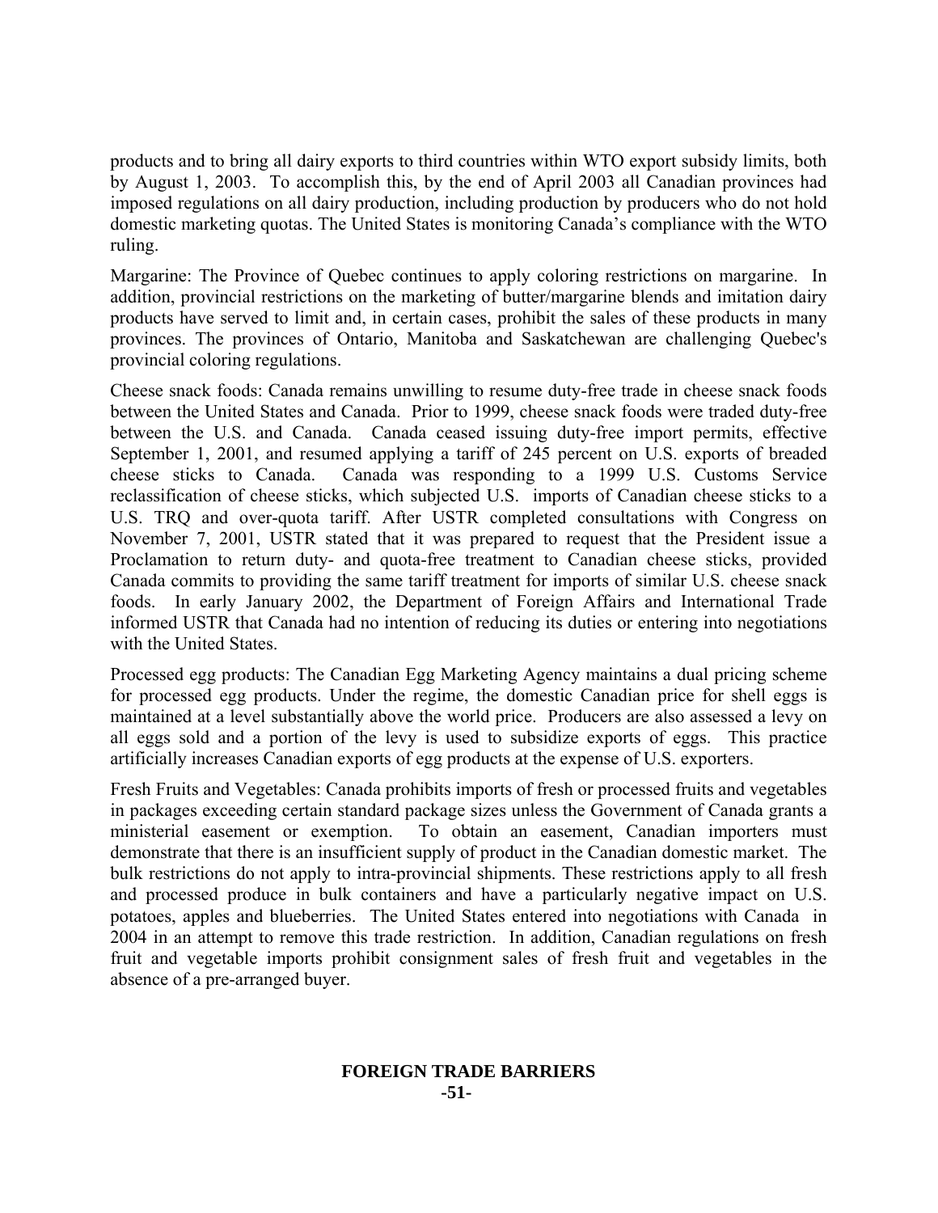products and to bring all dairy exports to third countries within WTO export subsidy limits, both by August 1, 2003. To accomplish this, by the end of April 2003 all Canadian provinces had imposed regulations on all dairy production, including production by producers who do not hold domestic marketing quotas. The United States is monitoring Canada's compliance with the WTO ruling.

Margarine: The Province of Quebec continues to apply coloring restrictions on margarine. In addition, provincial restrictions on the marketing of butter/margarine blends and imitation dairy products have served to limit and, in certain cases, prohibit the sales of these products in many provinces. The provinces of Ontario, Manitoba and Saskatchewan are challenging Quebec's provincial coloring regulations.

Cheese snack foods: Canada remains unwilling to resume duty-free trade in cheese snack foods between the United States and Canada. Prior to 1999, cheese snack foods were traded duty-free between the U.S. and Canada. Canada ceased issuing duty-free import permits, effective September 1, 2001, and resumed applying a tariff of 245 percent on U.S. exports of breaded cheese sticks to Canada. Canada was responding to a 1999 U.S. Customs Service reclassification of cheese sticks, which subjected U.S. imports of Canadian cheese sticks to a U.S. TRQ and over-quota tariff. After USTR completed consultations with Congress on November 7, 2001, USTR stated that it was prepared to request that the President issue a Proclamation to return duty- and quota-free treatment to Canadian cheese sticks, provided Canada commits to providing the same tariff treatment for imports of similar U.S. cheese snack foods. In early January 2002, the Department of Foreign Affairs and International Trade informed USTR that Canada had no intention of reducing its duties or entering into negotiations with the United States.

Processed egg products: The Canadian Egg Marketing Agency maintains a dual pricing scheme for processed egg products. Under the regime, the domestic Canadian price for shell eggs is maintained at a level substantially above the world price. Producers are also assessed a levy on all eggs sold and a portion of the levy is used to subsidize exports of eggs. This practice artificially increases Canadian exports of egg products at the expense of U.S. exporters.

Fresh Fruits and Vegetables: Canada prohibits imports of fresh or processed fruits and vegetables in packages exceeding certain standard package sizes unless the Government of Canada grants a ministerial easement or exemption. To obtain an easement, Canadian importers must demonstrate that there is an insufficient supply of product in the Canadian domestic market. The bulk restrictions do not apply to intra-provincial shipments. These restrictions apply to all fresh and processed produce in bulk containers and have a particularly negative impact on U.S. potatoes, apples and blueberries. The United States entered into negotiations with Canada in 2004 in an attempt to remove this trade restriction. In addition, Canadian regulations on fresh fruit and vegetable imports prohibit consignment sales of fresh fruit and vegetables in the absence of a pre-arranged buyer.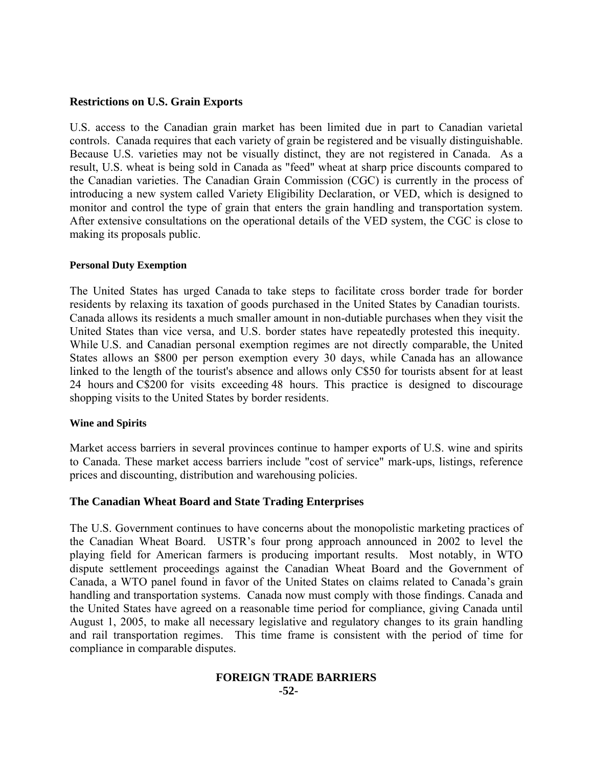### Restrictions on U.S. Grain Exports

U.S. access to the Canadian grain market has been limited due in part to Canadian varietal controls. Canada requires that each variety of grain be registered and be visually distinguishable. Because U.S. varieties may not be visually distinct, they are not registered in Canada. As a result, U.S. wheat is being sold in Canada as "feed" wheat at sharp price discounts compared to the Canadian varieties. The Canadian Grain Commission (CGC) is currently in the process of introducing a new system called Variety Eligibility Declaration, or VED, which is designed to monitor and control the type of grain that enters the grain handling and transportation system. After extensive consultations on the operational details of the VED system, the CGC is close to making its proposals public.

#### Personal Duty Exemption

The United States has urged Canada to take steps to facilitate cross border trade for border residents by relaxing its taxation of goods purchased in the United States by Canadian tourists. Canada allows its residents a much smaller amount in non-dutiable purchases when they visit the United States than vice versa, and U.S. border states have repeatedly protested this inequity. While U.S. and Canadian personal exemption regimes are not directly comparable, the United States allows an $800 per person exemption every 30 days, while Canada has an allowance linked to the length of the tourist's absence and allows only C$50 for tourists absent for at least 24 hours and C$200 for visits exceeding 48 hours. This practice is designed to discourage shopping visits to the United States by border residents.

#### Wine and Spirits

Market access barriers in several provinces continue to hamper exports of U.S. wine and spirits to Canada. These market access barriers include "cost of service" mark-ups, listings, reference prices and discounting, distribution and warehousing policies.

### The Canadian Wheat Board and State Trading Enterprises

The U.S. Government continues to have concerns about the monopolistic marketing practices of the Canadian Wheat Board. USTR's four prong approach announced in 2002 to level the playing field for American farmers is producing important results. Most notably, in WTO dispute settlement proceedings against the Canadian Wheat Board and the Government of Canada, a WTO panel found in favor of the United States on claims related to Canada's grain handling and transportation systems. Canada now must comply with those findings. Canada and the United States have agreed on a reasonable time period for compliance, giving Canada until August 1, 2005, to make all necessary legislative and regulatory changes to its grain handling and rail transportation regimes. This time frame is consistent with the period of time for compliance in comparable disputes.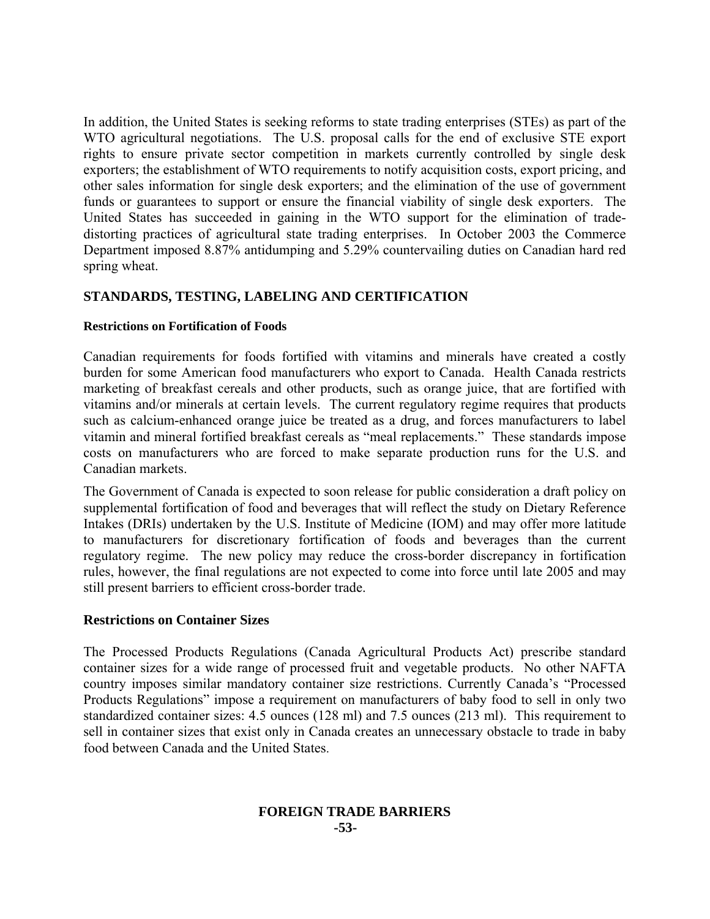In addition, the United States is seeking reforms to state trading enterprises (STEs) as part of the WTO agricultural negotiations. The U.S. proposal calls for the end of exclusive STE export rights to ensure private sector competition in markets currently controlled by single desk exporters; the establishment of WTO requirements to notify acquisition costs, export pricing, and other sales information for single desk exporters; and the elimination of the use of government funds or guarantees to support or ensure the financial viability of single desk exporters. The United States has succeeded in gaining in the WTO support for the elimination of trade-distorting practices of agricultural state trading enterprises. In October 2003 the Commerce Department imposed 8.87% antidumping and 5.29% countervailing duties on Canadian hard red spring wheat.

## STANDARDS, TESTING, LABELING AND CERTIFICATION

### Restrictions on Fortification of Foods

Canadian requirements for foods fortified with vitamins and minerals have created a costly burden for some American food manufacturers who export to Canada. Health Canada restricts marketing of breakfast cereals and other products, such as orange juice, that are fortified with vitamins and/or minerals at certain levels. The current regulatory regime requires that products such as calcium-enhanced orange juice be treated as a drug, and forces manufacturers to label vitamin and mineral fortified breakfast cereals as "meal replacements." These standards impose costs on manufacturers who are forced to make separate production runs for the U.S. and Canadian markets.

The Government of Canada is expected to soon release for public consideration a draft policy on supplemental fortification of food and beverages that will reflect the study on Dietary Reference Intakes (DRIs) undertaken by the U.S. Institute of Medicine (IOM) and may offer more latitude to manufacturers for discretionary fortification of foods and beverages than the current regulatory regime. The new policy may reduce the cross-border discrepancy in fortification rules, however, the final regulations are not expected to come into force until late 2005 and may still present barriers to efficient cross-border trade.

### Restrictions on Container Sizes

The Processed Products Regulations (Canada Agricultural Products Act) prescribe standard container sizes for a wide range of processed fruit and vegetable products. No other NAFTA country imposes similar mandatory container size restrictions. Currently Canada's "Processed Products Regulations" impose a requirement on manufacturers of baby food to sell in only two standardized container sizes: 4.5 ounces (128 ml) and 7.5 ounces (213 ml). This requirement to sell in container sizes that exist only in Canada creates an unnecessary obstacle to trade in baby food between Canada and the United States.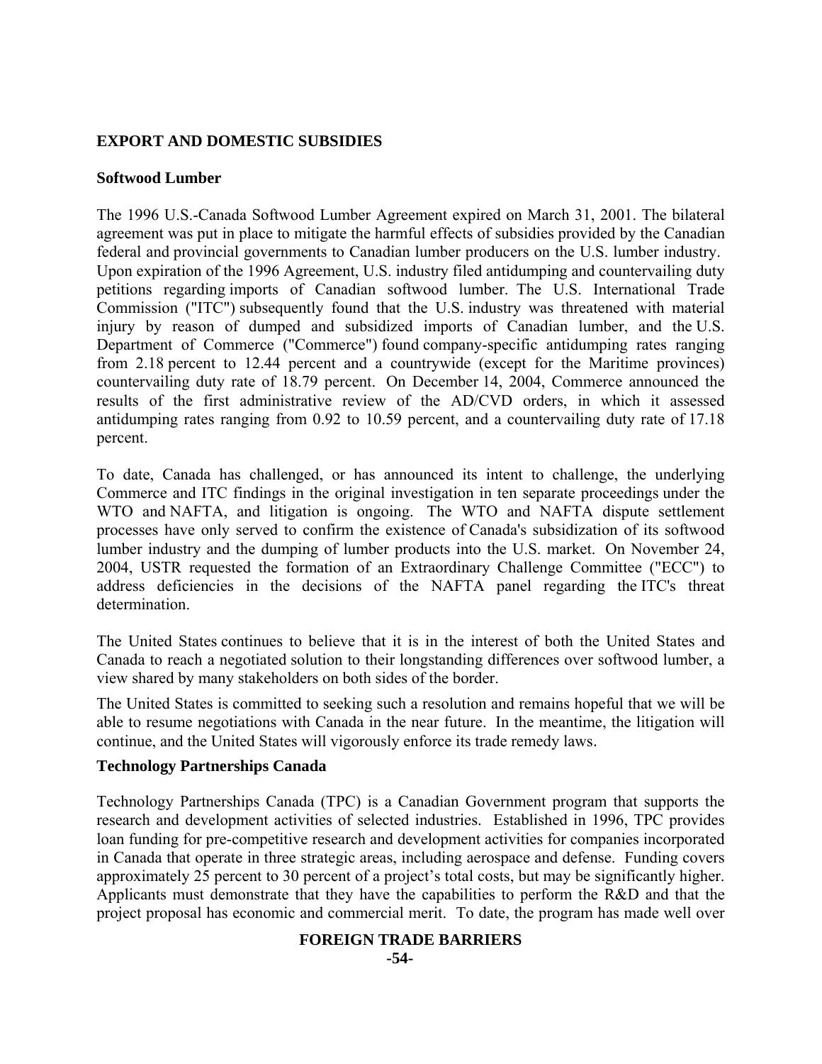## EXPORT AND DOMESTIC SUBSIDIES

### Softwood Lumber

The 1996 U.S.-Canada Softwood Lumber Agreement expired on March 31, 2001. The bilateral agreement was put in place to mitigate the harmful effects of subsidies provided by the Canadian federal and provincial governments to Canadian lumber producers on the U.S. lumber industry. Upon expiration of the 1996 Agreement, U.S. industry filed antidumping and countervailing duty petitions regarding imports of Canadian softwood lumber. The U.S. International Trade Commission ("ITC") subsequently found that the U.S. industry was threatened with material injury by reason of dumped and subsidized imports of Canadian lumber, and the U.S. Department of Commerce ("Commerce") found company-specific antidumping rates ranging from 2.18 percent to 12.44 percent and a countrywide (except for the Maritime provinces) countervailing duty rate of 18.79 percent. On December 14, 2004, Commerce announced the results of the first administrative review of the AD/CVD orders, in which it assessed antidumping rates ranging from 0.92 to 10.59 percent, and a countervailing duty rate of 17.18 percent.

To date, Canada has challenged, or has announced its intent to challenge, the underlying Commerce and ITC findings in the original investigation in ten separate proceedings under the WTO and NAFTA, and litigation is ongoing. The WTO and NAFTA dispute settlement processes have only served to confirm the existence of Canada's subsidization of its softwood lumber industry and the dumping of lumber products into the U.S. market. On November 24, 2004, USTR requested the formation of an Extraordinary Challenge Committee ("ECC") to address deficiencies in the decisions of the NAFTA panel regarding the ITC's threat determination.

The United States continues to believe that it is in the interest of both the United States and Canada to reach a negotiated solution to their longstanding differences over softwood lumber, a view shared by many stakeholders on both sides of the border.

The United States is committed to seeking such a resolution and remains hopeful that we will be able to resume negotiations with Canada in the near future. In the meantime, the litigation will continue, and the United States will vigorously enforce its trade remedy laws.

### Technology Partnerships Canada

Technology Partnerships Canada (TPC) is a Canadian Government program that supports the research and development activities of selected industries. Established in 1996, TPC provides loan funding for pre-competitive research and development activities for companies incorporated in Canada that operate in three strategic areas, including aerospace and defense. Funding covers approximately 25 percent to 30 percent of a project's total costs, but may be significantly higher. Applicants must demonstrate that they have the capabilities to perform the R&D and that the project proposal has economic and commercial merit. To date, the program has made well over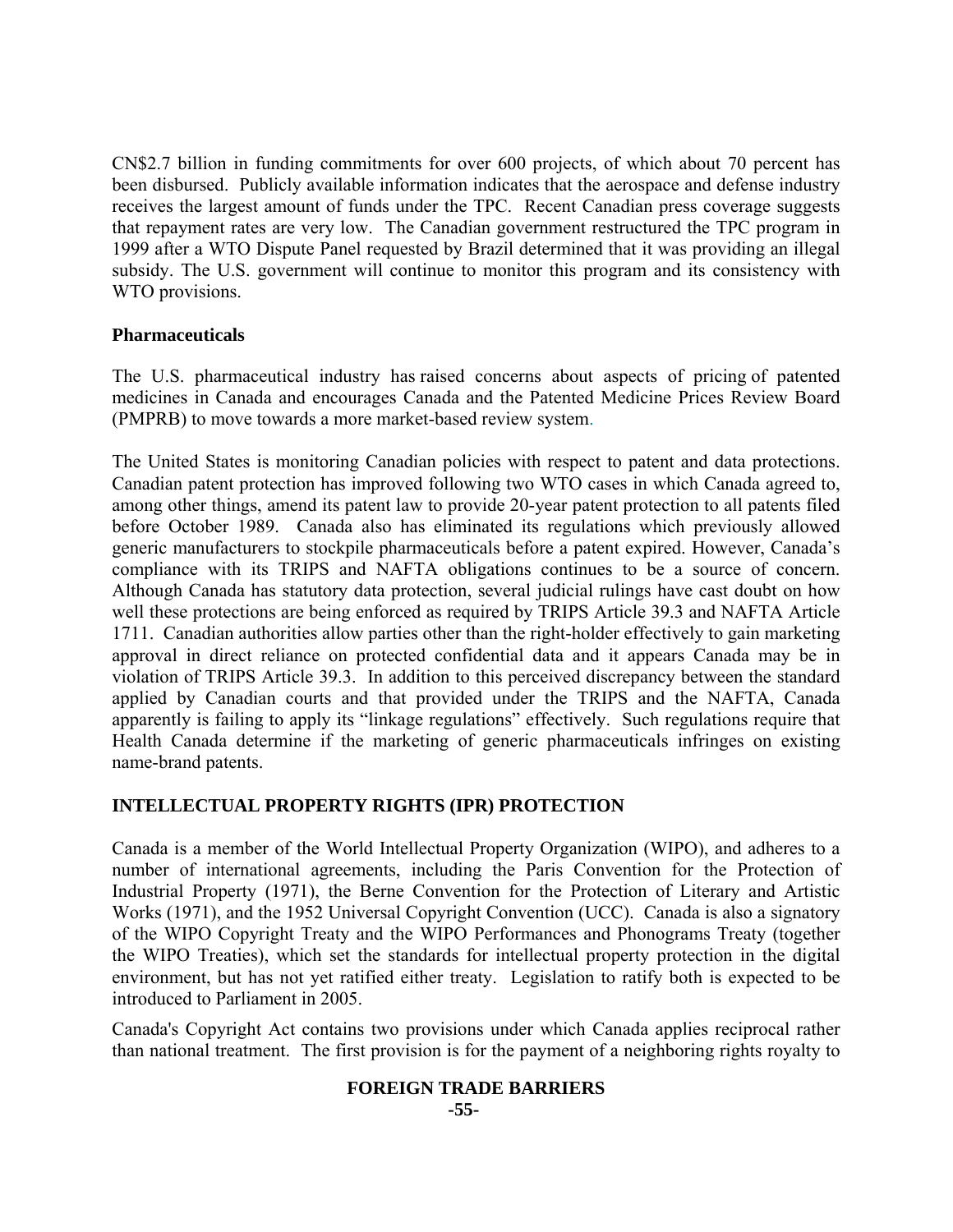CN$2.7 billion in funding commitments for over 600 projects, of which about 70 percent has been disbursed. Publicly available information indicates that the aerospace and defense industry receives the largest amount of funds under the TPC. Recent Canadian press coverage suggests that repayment rates are very low. The Canadian government restructured the TPC program in 1999 after a WTO Dispute Panel requested by Brazil determined that it was providing an illegal subsidy. The U.S. government will continue to monitor this program and its consistency with WTO provisions.

**Pharmaceuticals**

The U.S. pharmaceutical industry has raised concerns about aspects of pricing of patented medicines in Canada and encourages Canada and the Patented Medicine Prices Review Board (PMPRB) to move towards a more market-based review system.

The United States is monitoring Canadian policies with respect to patent and data protections. Canadian patent protection has improved following two WTO cases in which Canada agreed to, among other things, amend its patent law to provide 20-year patent protection to all patents filed before October 1989. Canada also has eliminated its regulations which previously allowed generic manufacturers to stockpile pharmaceuticals before a patent expired. However, Canada's compliance with its TRIPS and NAFTA obligations continues to be a source of concern. Although Canada has statutory data protection, several judicial rulings have cast doubt on how well these protections are being enforced as required by TRIPS Article 39.3 and NAFTA Article 1711. Canadian authorities allow parties other than the right-holder effectively to gain marketing approval in direct reliance on protected confidential data and it appears Canada may be in violation of TRIPS Article 39.3. In addition to this perceived discrepancy between the standard applied by Canadian courts and that provided under the TRIPS and the NAFTA, Canada apparently is failing to apply its "linkage regulations" effectively. Such regulations require that Health Canada determine if the marketing of generic pharmaceuticals infringes on existing name-brand patents.

## INTELLECTUAL PROPERTY RIGHTS (IPR) PROTECTION

Canada is a member of the World Intellectual Property Organization (WIPO), and adheres to a number of international agreements, including the Paris Convention for the Protection of Industrial Property (1971), the Berne Convention for the Protection of Literary and Artistic Works (1971), and the 1952 Universal Copyright Convention (UCC). Canada is also a signatory of the WIPO Copyright Treaty and the WIPO Performances and Phonograms Treaty (together the WIPO Treaties), which set the standards for intellectual property protection in the digital environment, but has not yet ratified either treaty. Legislation to ratify both is expected to be introduced to Parliament in 2005.

Canada's Copyright Act contains two provisions under which Canada applies reciprocal rather than national treatment. The first provision is for the payment of a neighboring rights royalty to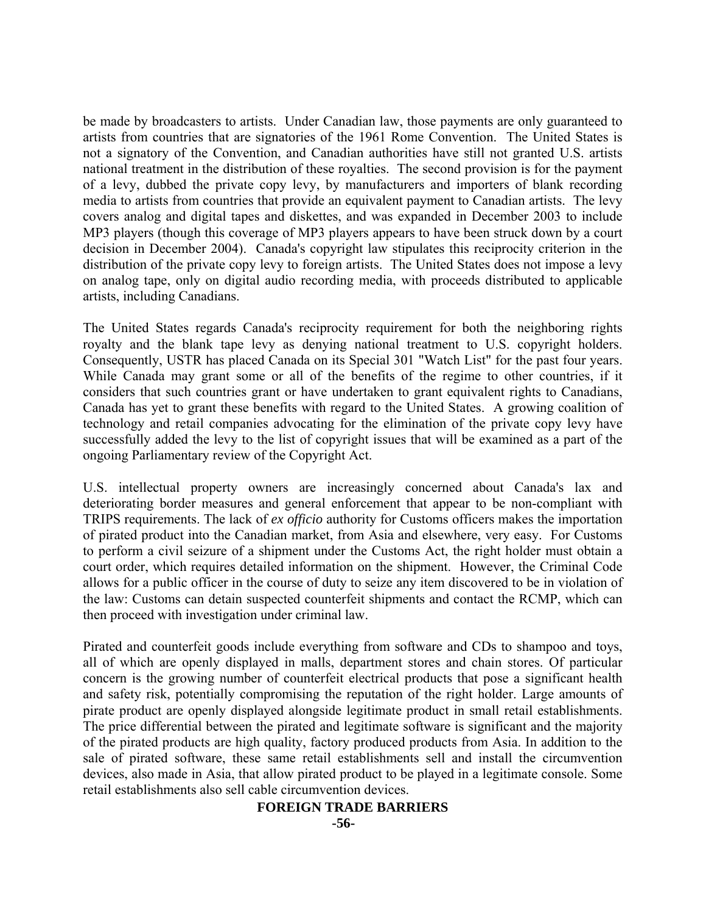be made by broadcasters to artists. Under Canadian law, those payments are only guaranteed to artists from countries that are signatories of the 1961 Rome Convention. The United States is not a signatory of the Convention, and Canadian authorities have still not granted U.S. artists national treatment in the distribution of these royalties. The second provision is for the payment of a levy, dubbed the private copy levy, by manufacturers and importers of blank recording media to artists from countries that provide an equivalent payment to Canadian artists. The levy covers analog and digital tapes and diskettes, and was expanded in December 2003 to include MP3 players (though this coverage of MP3 players appears to have been struck down by a court decision in December 2004). Canada's copyright law stipulates this reciprocity criterion in the distribution of the private copy levy to foreign artists. The United States does not impose a levy on analog tape, only on digital audio recording media, with proceeds distributed to applicable artists, including Canadians.

The United States regards Canada's reciprocity requirement for both the neighboring rights royalty and the blank tape levy as denying national treatment to U.S. copyright holders. Consequently, USTR has placed Canada on its Special 301 "Watch List" for the past four years. While Canada may grant some or all of the benefits of the regime to other countries, if it considers that such countries grant or have undertaken to grant equivalent rights to Canadians, Canada has yet to grant these benefits with regard to the United States. A growing coalition of technology and retail companies advocating for the elimination of the private copy levy have successfully added the levy to the list of copyright issues that will be examined as a part of the ongoing Parliamentary review of the Copyright Act.

U.S. intellectual property owners are increasingly concerned about Canada's lax and deteriorating border measures and general enforcement that appear to be non-compliant with TRIPS requirements. The lack of *ex officio* authority for Customs officers makes the importation of pirated product into the Canadian market, from Asia and elsewhere, very easy. For Customs to perform a civil seizure of a shipment under the Customs Act, the right holder must obtain a court order, which requires detailed information on the shipment. However, the Criminal Code allows for a public officer in the course of duty to seize any item discovered to be in violation of the law: Customs can detain suspected counterfeit shipments and contact the RCMP, which can then proceed with investigation under criminal law.

Pirated and counterfeit goods include everything from software and CDs to shampoo and toys, all of which are openly displayed in malls, department stores and chain stores. Of particular concern is the growing number of counterfeit electrical products that pose a significant health and safety risk, potentially compromising the reputation of the right holder. Large amounts of pirate product are openly displayed alongside legitimate product in small retail establishments. The price differential between the pirated and legitimate software is significant and the majority of the pirated products are high quality, factory produced products from Asia. In addition to the sale of pirated software, these same retail establishments sell and install the circumvention devices, also made in Asia, that allow pirated product to be played in a legitimate console. Some retail establishments also sell cable circumvention devices.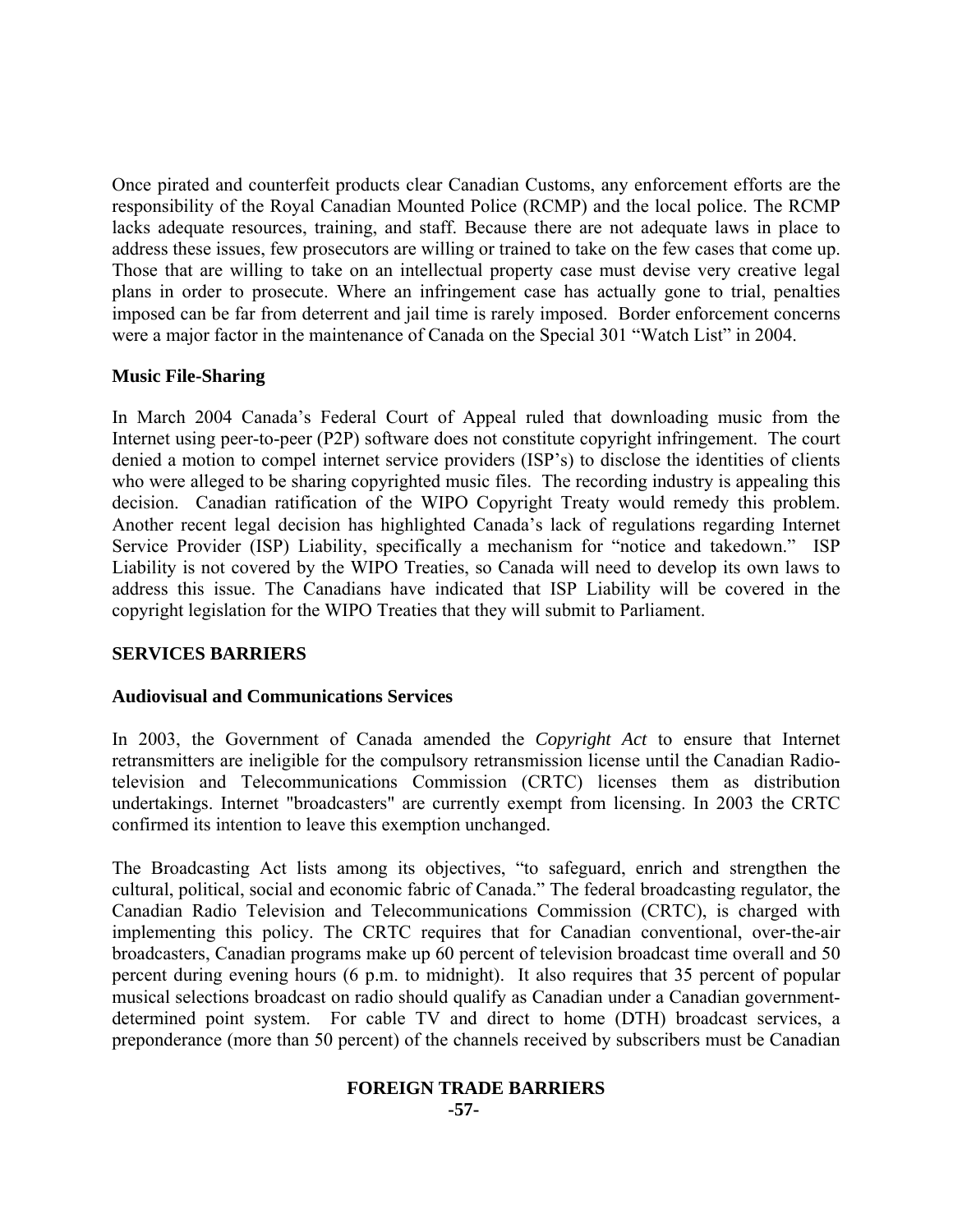Once pirated and counterfeit products clear Canadian Customs, any enforcement efforts are the responsibility of the Royal Canadian Mounted Police (RCMP) and the local police. The RCMP lacks adequate resources, training, and staff. Because there are not adequate laws in place to address these issues, few prosecutors are willing or trained to take on the few cases that come up. Those that are willing to take on an intellectual property case must devise very creative legal plans in order to prosecute. Where an infringement case has actually gone to trial, penalties imposed can be far from deterrent and jail time is rarely imposed. Border enforcement concerns were a major factor in the maintenance of Canada on the Special 301 "Watch List" in 2004.

**Music File-Sharing**

In March 2004 Canada's Federal Court of Appeal ruled that downloading music from the Internet using peer-to-peer (P2P) software does not constitute copyright infringement. The court denied a motion to compel internet service providers (ISP's) to disclose the identities of clients who were alleged to be sharing copyrighted music files. The recording industry is appealing this decision. Canadian ratification of the WIPO Copyright Treaty would remedy this problem. Another recent legal decision has highlighted Canada's lack of regulations regarding Internet Service Provider (ISP) Liability, specifically a mechanism for "notice and takedown." ISP Liability is not covered by the WIPO Treaties, so Canada will need to develop its own laws to address this issue. The Canadians have indicated that ISP Liability will be covered in the copyright legislation for the WIPO Treaties that they will submit to Parliament.

## SERVICES BARRIERS

**Audiovisual and Communications Services**

In 2003, the Government of Canada amended the *Copyright Act* to ensure that Internet retransmitters are ineligible for the compulsory retransmission license until the Canadian Radio-television and Telecommunications Commission (CRTC) licenses them as distribution undertakings. Internet "broadcasters" are currently exempt from licensing. In 2003 the CRTC confirmed its intention to leave this exemption unchanged.

The Broadcasting Act lists among its objectives, "to safeguard, enrich and strengthen the cultural, political, social and economic fabric of Canada." The federal broadcasting regulator, the Canadian Radio Television and Telecommunications Commission (CRTC), is charged with implementing this policy. The CRTC requires that for Canadian conventional, over-the-air broadcasters, Canadian programs make up 60 percent of television broadcast time overall and 50 percent during evening hours (6 p.m. to midnight). It also requires that 35 percent of popular musical selections broadcast on radio should qualify as Canadian under a Canadian government-determined point system. For cable TV and direct to home (DTH) broadcast services, a preponderance (more than 50 percent) of the channels received by subscribers must be Canadian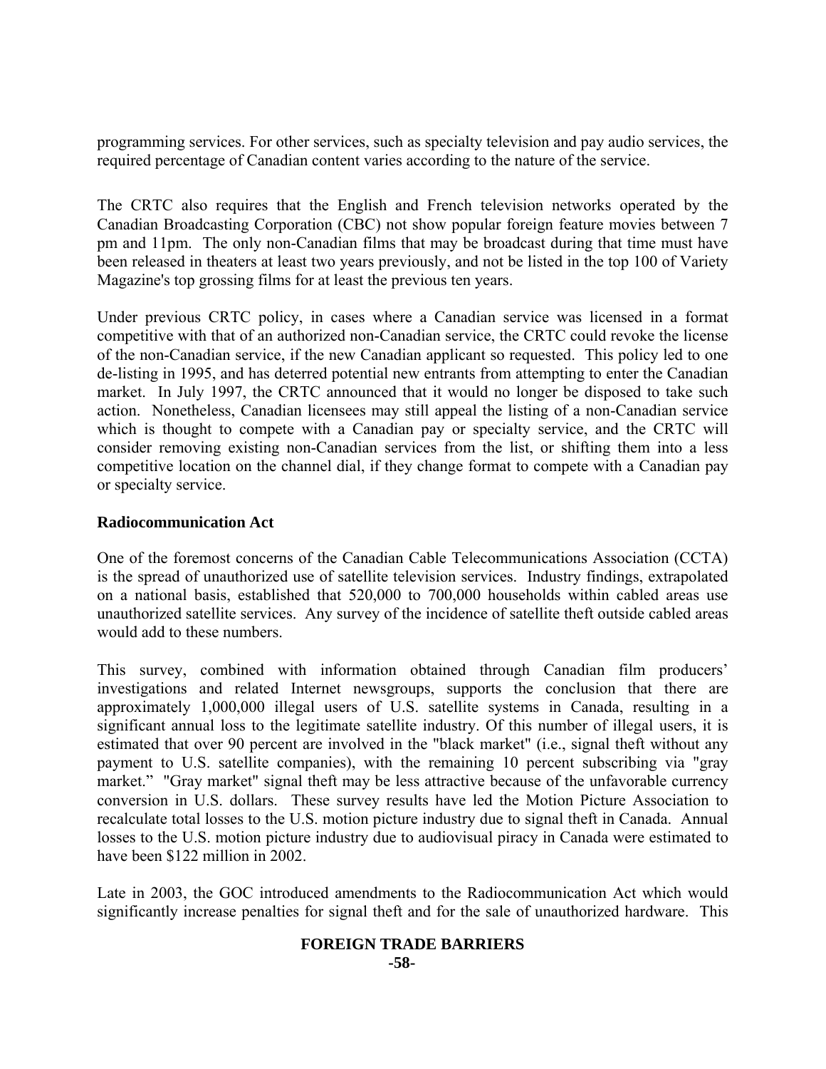programming services. For other services, such as specialty television and pay audio services, the required percentage of Canadian content varies according to the nature of the service.

The CRTC also requires that the English and French television networks operated by the Canadian Broadcasting Corporation (CBC) not show popular foreign feature movies between 7 pm and 11pm. The only non-Canadian films that may be broadcast during that time must have been released in theaters at least two years previously, and not be listed in the top 100 of Variety Magazine's top grossing films for at least the previous ten years.

Under previous CRTC policy, in cases where a Canadian service was licensed in a format competitive with that of an authorized non-Canadian service, the CRTC could revoke the license of the non-Canadian service, if the new Canadian applicant so requested. This policy led to one de-listing in 1995, and has deterred potential new entrants from attempting to enter the Canadian market. In July 1997, the CRTC announced that it would no longer be disposed to take such action. Nonetheless, Canadian licensees may still appeal the listing of a non-Canadian service which is thought to compete with a Canadian pay or specialty service, and the CRTC will consider removing existing non-Canadian services from the list, or shifting them into a less competitive location on the channel dial, if they change format to compete with a Canadian pay or specialty service.

**Radiocommunication Act**

One of the foremost concerns of the Canadian Cable Telecommunications Association (CCTA) is the spread of unauthorized use of satellite television services. Industry findings, extrapolated on a national basis, established that 520,000 to 700,000 households within cabled areas use unauthorized satellite services. Any survey of the incidence of satellite theft outside cabled areas would add to these numbers.

This survey, combined with information obtained through Canadian film producers' investigations and related Internet newsgroups, supports the conclusion that there are approximately 1,000,000 illegal users of U.S. satellite systems in Canada, resulting in a significant annual loss to the legitimate satellite industry. Of this number of illegal users, it is estimated that over 90 percent are involved in the "black market" (i.e., signal theft without any payment to U.S. satellite companies), with the remaining 10 percent subscribing via "gray market." "Gray market" signal theft may be less attractive because of the unfavorable currency conversion in U.S. dollars. These survey results have led the Motion Picture Association to recalculate total losses to the U.S. motion picture industry due to signal theft in Canada. Annual losses to the U.S. motion picture industry due to audiovisual piracy in Canada were estimated to have been $122 million in 2002.

Late in 2003, the GOC introduced amendments to the Radiocommunication Act which would significantly increase penalties for signal theft and for the sale of unauthorized hardware. This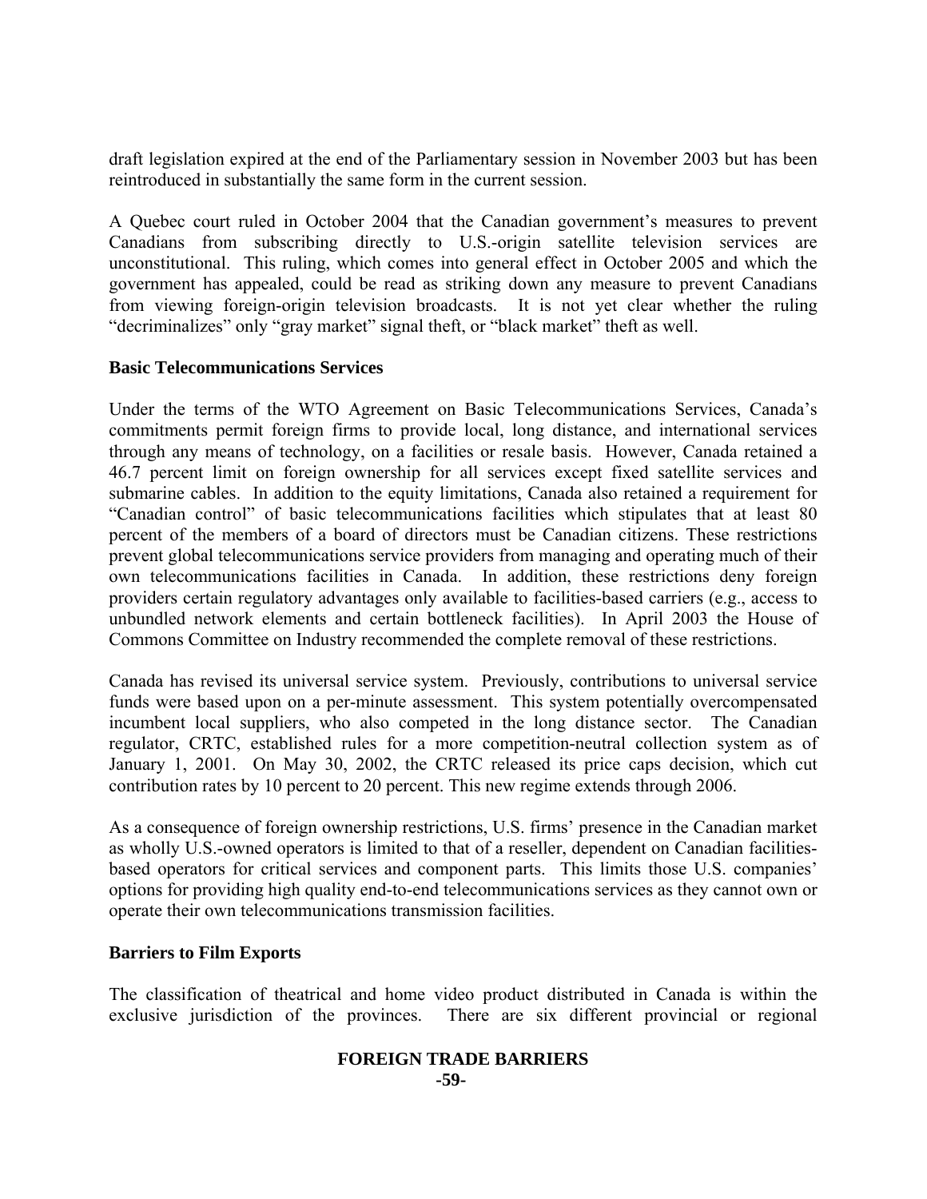draft legislation expired at the end of the Parliamentary session in November 2003 but has been reintroduced in substantially the same form in the current session.

A Quebec court ruled in October 2004 that the Canadian government's measures to prevent Canadians from subscribing directly to U.S.-origin satellite television services are unconstitutional. This ruling, which comes into general effect in October 2005 and which the government has appealed, could be read as striking down any measure to prevent Canadians from viewing foreign-origin television broadcasts. It is not yet clear whether the ruling "decriminalizes" only "gray market" signal theft, or "black market" theft as well.

**Basic Telecommunications Services**

Under the terms of the WTO Agreement on Basic Telecommunications Services, Canada's commitments permit foreign firms to provide local, long distance, and international services through any means of technology, on a facilities or resale basis. However, Canada retained a 46.7 percent limit on foreign ownership for all services except fixed satellite services and submarine cables. In addition to the equity limitations, Canada also retained a requirement for "Canadian control" of basic telecommunications facilities which stipulates that at least 80 percent of the members of a board of directors must be Canadian citizens. These restrictions prevent global telecommunications service providers from managing and operating much of their own telecommunications facilities in Canada. In addition, these restrictions deny foreign providers certain regulatory advantages only available to facilities-based carriers (e.g., access to unbundled network elements and certain bottleneck facilities). In April 2003 the House of Commons Committee on Industry recommended the complete removal of these restrictions.

Canada has revised its universal service system. Previously, contributions to universal service funds were based upon on a per-minute assessment. This system potentially overcompensated incumbent local suppliers, who also competed in the long distance sector. The Canadian regulator, CRTC, established rules for a more competition-neutral collection system as of January 1, 2001. On May 30, 2002, the CRTC released its price caps decision, which cut contribution rates by 10 percent to 20 percent. This new regime extends through 2006.

As a consequence of foreign ownership restrictions, U.S. firms' presence in the Canadian market as wholly U.S.-owned operators is limited to that of a reseller, dependent on Canadian facilities-based operators for critical services and component parts. This limits those U.S. companies' options for providing high quality end-to-end telecommunications services as they cannot own or operate their own telecommunications transmission facilities.

**Barriers to Film Exports**

The classification of theatrical and home video product distributed in Canada is within the exclusive jurisdiction of the provinces. There are six different provincial or regional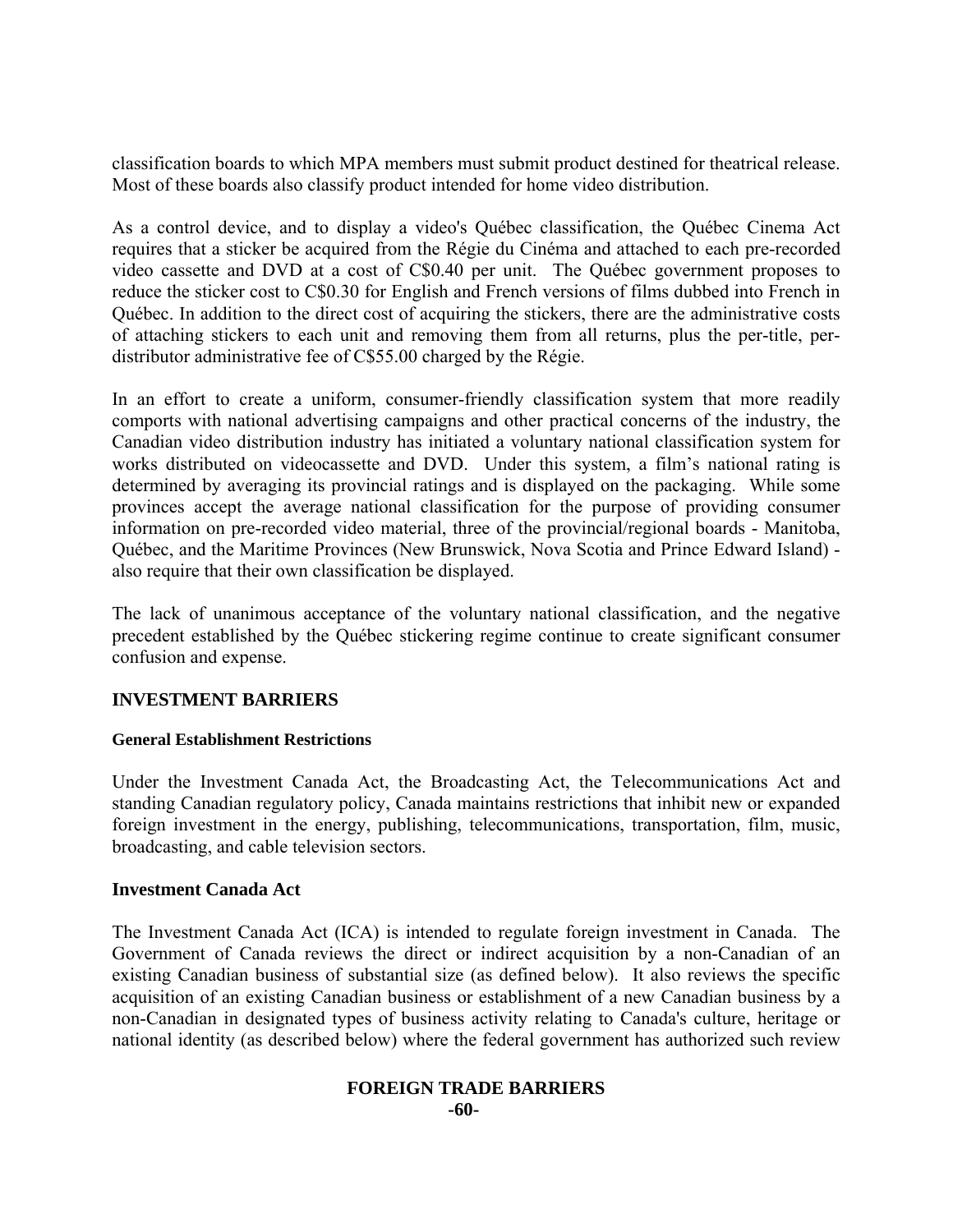classification boards to which MPA members must submit product destined for theatrical release. Most of these boards also classify product intended for home video distribution.

As a control device, and to display a video's Québec classification, the Québec Cinema Act requires that a sticker be acquired from the Régie du Cinéma and attached to each pre-recorded video cassette and DVD at a cost of C$0.40 per unit. The Québec government proposes to reduce the sticker cost to C$0.30 for English and French versions of films dubbed into French in Québec. In addition to the direct cost of acquiring the stickers, there are the administrative costs of attaching stickers to each unit and removing them from all returns, plus the per-title, per-distributor administrative fee of C$55.00 charged by the Régie.

In an effort to create a uniform, consumer-friendly classification system that more readily comports with national advertising campaigns and other practical concerns of the industry, the Canadian video distribution industry has initiated a voluntary national classification system for works distributed on videocassette and DVD. Under this system, a film's national rating is determined by averaging its provincial ratings and is displayed on the packaging. While some provinces accept the average national classification for the purpose of providing consumer information on pre-recorded video material, three of the provincial/regional boards - Manitoba, Québec, and the Maritime Provinces (New Brunswick, Nova Scotia and Prince Edward Island) - also require that their own classification be displayed.

The lack of unanimous acceptance of the voluntary national classification, and the negative precedent established by the Québec stickering regime continue to create significant consumer confusion and expense.

## INVESTMENT BARRIERS

#### General Establishment Restrictions

Under the Investment Canada Act, the Broadcasting Act, the Telecommunications Act and standing Canadian regulatory policy, Canada maintains restrictions that inhibit new or expanded foreign investment in the energy, publishing, telecommunications, transportation, film, music, broadcasting, and cable television sectors.

### Investment Canada Act

The Investment Canada Act (ICA) is intended to regulate foreign investment in Canada. The Government of Canada reviews the direct or indirect acquisition by a non-Canadian of an existing Canadian business of substantial size (as defined below). It also reviews the specific acquisition of an existing Canadian business or establishment of a new Canadian business by a non-Canadian in designated types of business activity relating to Canada's culture, heritage or national identity (as described below) where the federal government has authorized such review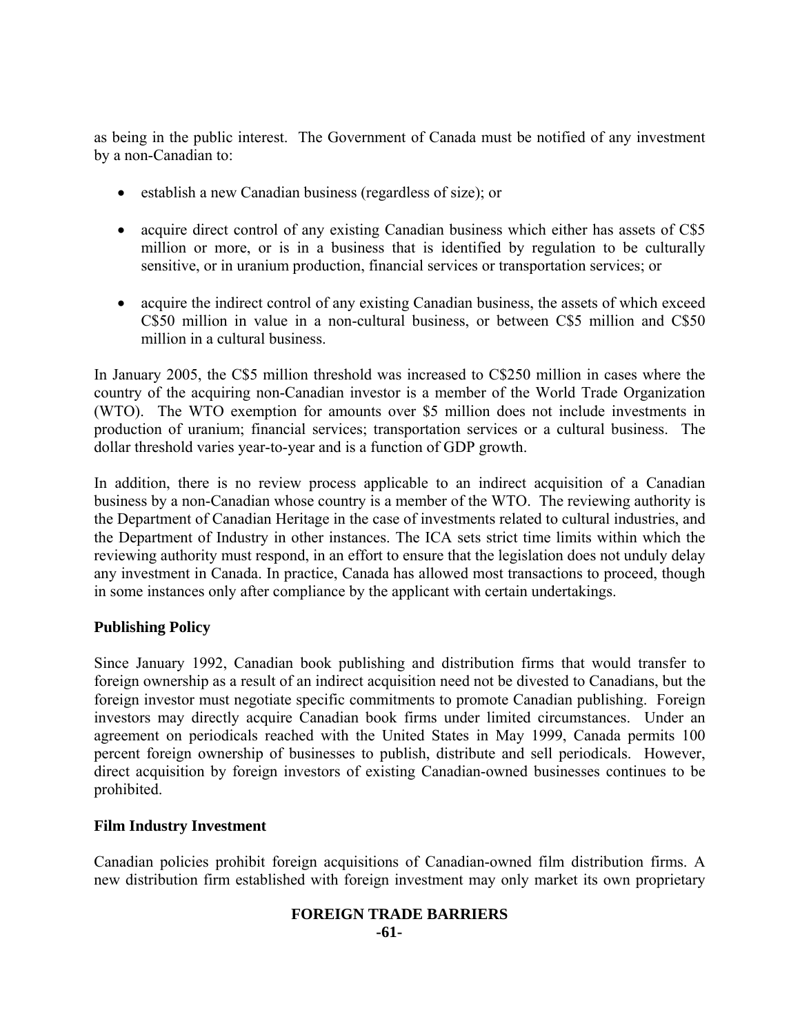as being in the public interest. The Government of Canada must be notified of any investment by a non-Canadian to:

- establish a new Canadian business (regardless of size); or
- acquire direct control of any existing Canadian business which either has assets of C$5 million or more, or is in a business that is identified by regulation to be culturally sensitive, or in uranium production, financial services or transportation services; or
- acquire the indirect control of any existing Canadian business, the assets of which exceed C$50 million in value in a non-cultural business, or between C$5 million and C$50 million in a cultural business.

In January 2005, the C$5 million threshold was increased to C$250 million in cases where the country of the acquiring non-Canadian investor is a member of the World Trade Organization (WTO). The WTO exemption for amounts over $5 million does not include investments in production of uranium; financial services; transportation services or a cultural business. The dollar threshold varies year-to-year and is a function of GDP growth.

In addition, there is no review process applicable to an indirect acquisition of a Canadian business by a non-Canadian whose country is a member of the WTO. The reviewing authority is the Department of Canadian Heritage in the case of investments related to cultural industries, and the Department of Industry in other instances. The ICA sets strict time limits within which the reviewing authority must respond, in an effort to ensure that the legislation does not unduly delay any investment in Canada. In practice, Canada has allowed most transactions to proceed, though in some instances only after compliance by the applicant with certain undertakings.

**Publishing Policy**

Since January 1992, Canadian book publishing and distribution firms that would transfer to foreign ownership as a result of an indirect acquisition need not be divested to Canadians, but the foreign investor must negotiate specific commitments to promote Canadian publishing. Foreign investors may directly acquire Canadian book firms under limited circumstances. Under an agreement on periodicals reached with the United States in May 1999, Canada permits 100 percent foreign ownership of businesses to publish, distribute and sell periodicals. However, direct acquisition by foreign investors of existing Canadian-owned businesses continues to be prohibited.

**Film Industry Investment**

Canadian policies prohibit foreign acquisitions of Canadian-owned film distribution firms. A new distribution firm established with foreign investment may only market its own proprietary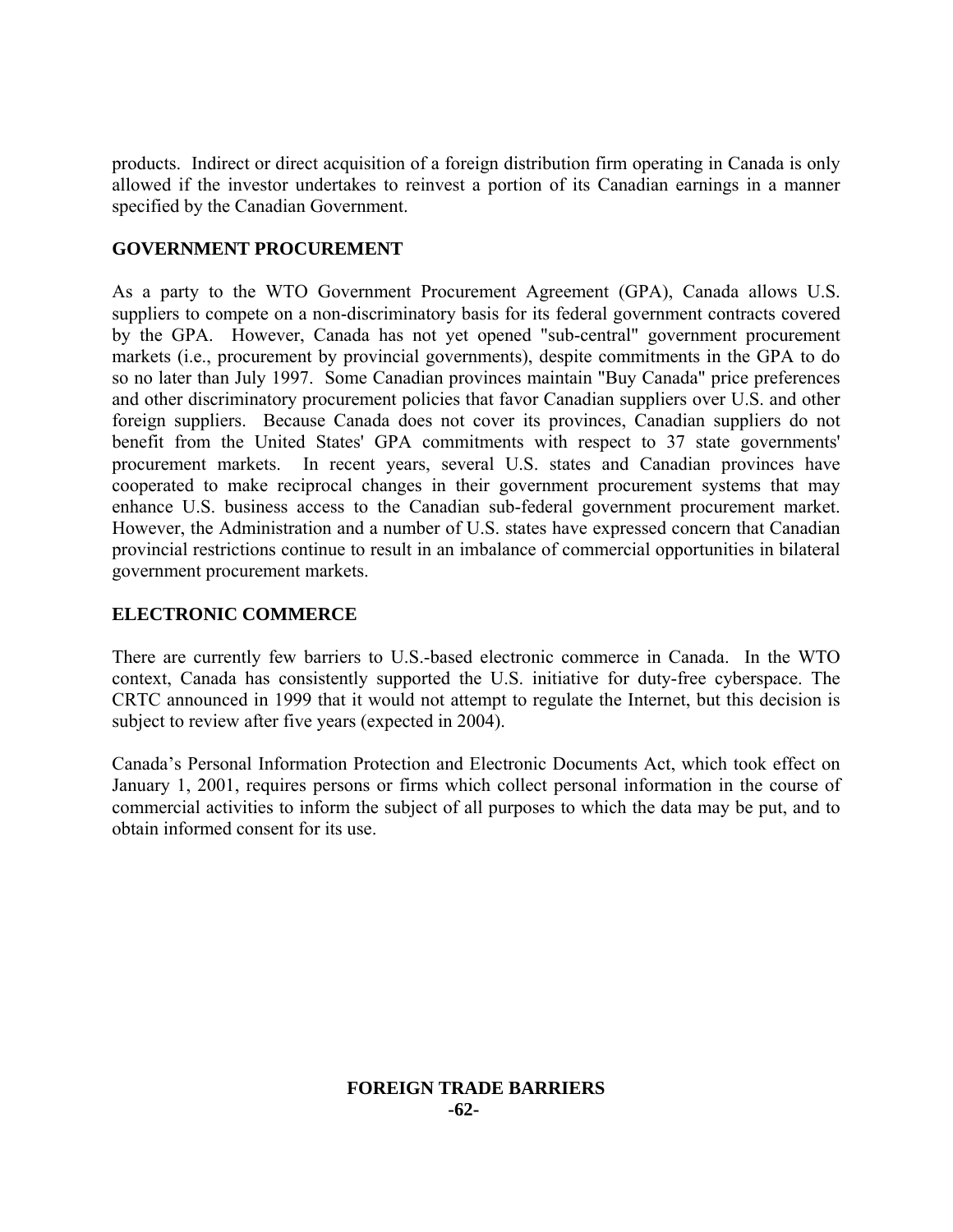products. Indirect or direct acquisition of a foreign distribution firm operating in Canada is only allowed if the investor undertakes to reinvest a portion of its Canadian earnings in a manner specified by the Canadian Government.

## GOVERNMENT PROCUREMENT

As a party to the WTO Government Procurement Agreement (GPA), Canada allows U.S. suppliers to compete on a non-discriminatory basis for its federal government contracts covered by the GPA. However, Canada has not yet opened "sub-central" government procurement markets (i.e., procurement by provincial governments), despite commitments in the GPA to do so no later than July 1997. Some Canadian provinces maintain "Buy Canada" price preferences and other discriminatory procurement policies that favor Canadian suppliers over U.S. and other foreign suppliers. Because Canada does not cover its provinces, Canadian suppliers do not benefit from the United States' GPA commitments with respect to 37 state governments' procurement markets. In recent years, several U.S. states and Canadian provinces have cooperated to make reciprocal changes in their government procurement systems that may enhance U.S. business access to the Canadian sub-federal government procurement market. However, the Administration and a number of U.S. states have expressed concern that Canadian provincial restrictions continue to result in an imbalance of commercial opportunities in bilateral government procurement markets.

## ELECTRONIC COMMERCE

There are currently few barriers to U.S.-based electronic commerce in Canada. In the WTO context, Canada has consistently supported the U.S. initiative for duty-free cyberspace. The CRTC announced in 1999 that it would not attempt to regulate the Internet, but this decision is subject to review after five years (expected in 2004).

Canada's Personal Information Protection and Electronic Documents Act, which took effect on January 1, 2001, requires persons or firms which collect personal information in the course of commercial activities to inform the subject of all purposes to which the data may be put, and to obtain informed consent for its use.